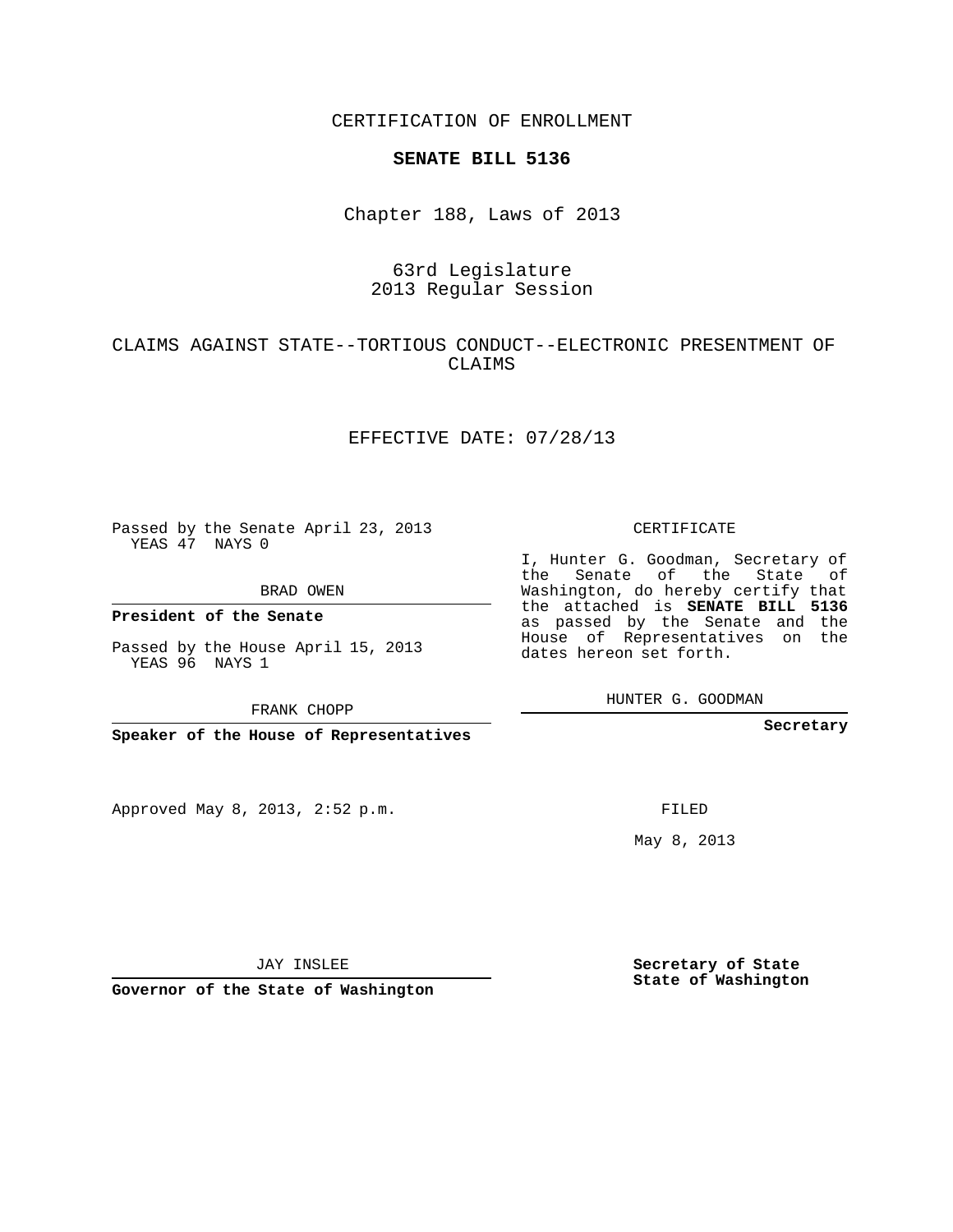CERTIFICATION OF ENROLLMENT

**SENATE BILL 5136**

Chapter 188, Laws of 2013

63rd Legislature
2013 Regular Session

CLAIMS AGAINST STATE--TORTIOUS CONDUCT--ELECTRONIC PRESENTMENT OF CLAIMS

EFFECTIVE DATE: 07/28/13

Passed by the Senate April 23, 2013
YEAS 47 NAYS 0

BRAD OWEN

**President of the Senate**

Passed by the House April 15, 2013
YEAS 96 NAYS 1

FRANK CHOPP

**Speaker of the House of Representatives**

Approved May 8, 2013, 2:52 p.m.

JAY INSLEE

**Governor of the State of Washington**

CERTIFICATE

I, Hunter G. Goodman, Secretary of the Senate of the State of Washington, do hereby certify that the attached is **SENATE BILL 5136** as passed by the Senate and the House of Representatives on the dates hereon set forth.

HUNTER G. GOODMAN

**Secretary**

FILED

May 8, 2013

**Secretary of State**
**State of Washington**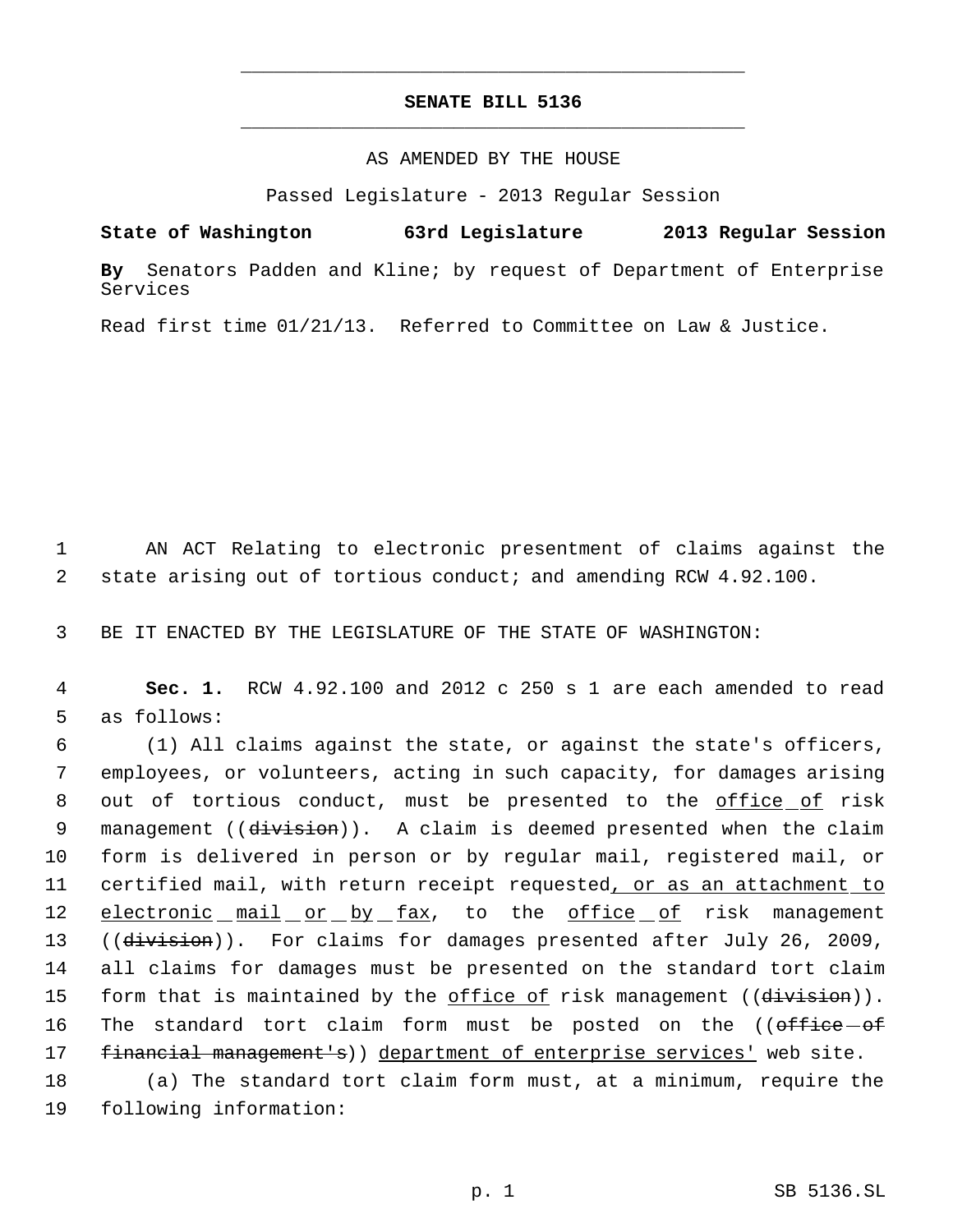# SENATE BILL 5136

AS AMENDED BY THE HOUSE

Passed Legislature - 2013 Regular Session

**State of Washington 63rd Legislature 2013 Regular Session**

**By** Senators Padden and Kline; by request of Department of Enterprise Services

Read first time 01/21/13. Referred to Committee on Law & Justice.

AN ACT Relating to electronic presentment of claims against the state arising out of tortious conduct; and amending RCW 4.92.100.

BE IT ENACTED BY THE LEGISLATURE OF THE STATE OF WASHINGTON:

**Sec. 1.** RCW 4.92.100 and 2012 c 250 s 1 are each amended to read as follows:

(1) All claims against the state, or against the state's officers, employees, or volunteers, acting in such capacity, for damages arising out of tortious conduct, must be presented to the <u>office of</u> risk management ((~~division~~)). A claim is deemed presented when the claim form is delivered in person or by regular mail, registered mail, or certified mail, with return receipt requested<u>, or as an attachment to electronic mail or by fax</u>, to the <u>office of</u> risk management ((~~division~~)). For claims for damages presented after July 26, 2009, all claims for damages must be presented on the standard tort claim form that is maintained by the <u>office of</u> risk management ((~~division~~)). The standard tort claim form must be posted on the ((~~office of financial management's~~)) <u>department of enterprise services'</u> web site.

(a) The standard tort claim form must, at a minimum, require the following information: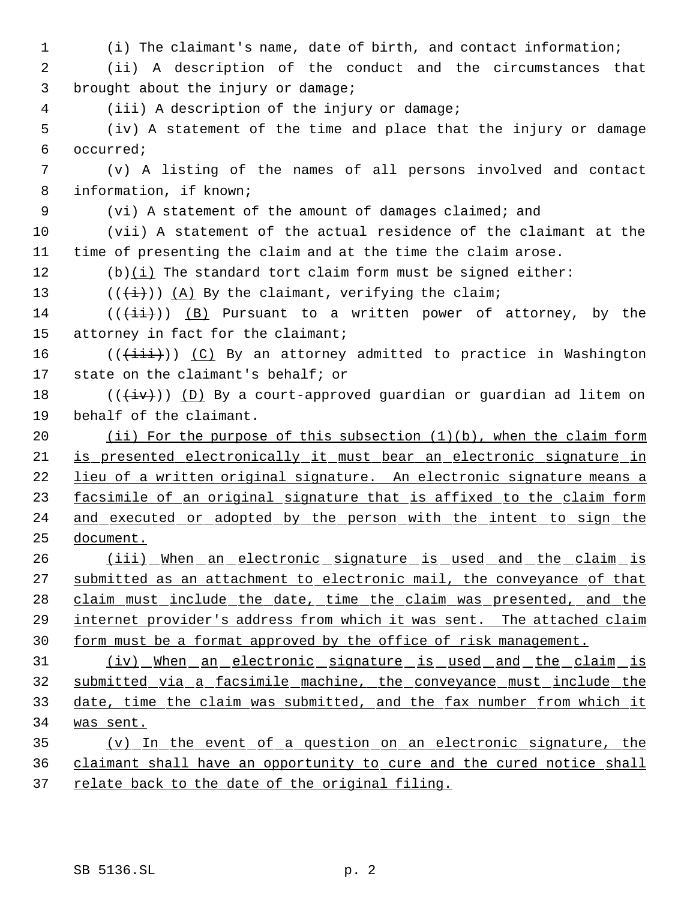(i) The claimant's name, date of birth, and contact information;

(ii) A description of the conduct and the circumstances that brought about the injury or damage;

(iii) A description of the injury or damage;

(iv) A statement of the time and place that the injury or damage occurred;

(v) A listing of the names of all persons involved and contact information, if known;

(vi) A statement of the amount of damages claimed; and

(vii) A statement of the actual residence of the claimant at the time of presenting the claim and at the time the claim arose.

(b)(i) The standard tort claim form must be signed either:

(((i))) (A) By the claimant, verifying the claim;

(((ii))) (B) Pursuant to a written power of attorney, by the attorney in fact for the claimant;

(((iii))) (C) By an attorney admitted to practice in Washington state on the claimant's behalf; or

(((iv))) (D) By a court-approved guardian or guardian ad litem on behalf of the claimant.

(ii) For the purpose of this subsection (1)(b), when the claim form is presented electronically it must bear an electronic signature in lieu of a written original signature. An electronic signature means a facsimile of an original signature that is affixed to the claim form and executed or adopted by the person with the intent to sign the document.

(iii) When an electronic signature is used and the claim is submitted as an attachment to electronic mail, the conveyance of that claim must include the date, time the claim was presented, and the internet provider's address from which it was sent. The attached claim form must be a format approved by the office of risk management.

(iv) When an electronic signature is used and the claim is submitted via a facsimile machine, the conveyance must include the date, time the claim was submitted, and the fax number from which it was sent.

(v) In the event of a question on an electronic signature, the claimant shall have an opportunity to cure and the cured notice shall relate back to the date of the original filing.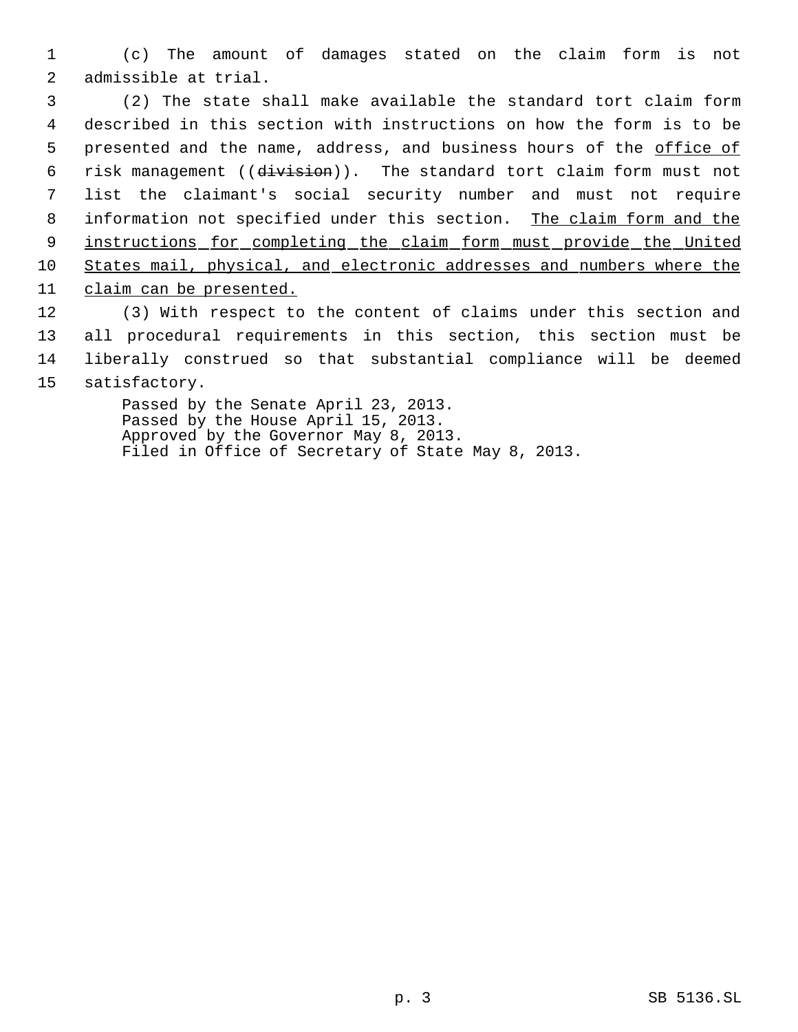(c) The amount of damages stated on the claim form is not admissible at trial.

(2) The state shall make available the standard tort claim form described in this section with instructions on how the form is to be presented and the name, address, and business hours of the office of risk management ((~~division~~)). The standard tort claim form must not list the claimant's social security number and must not require information not specified under this section. The claim form and the instructions for completing the claim form must provide the United States mail, physical, and electronic addresses and numbers where the claim can be presented.

(3) With respect to the content of claims under this section and all procedural requirements in this section, this section must be liberally construed so that substantial compliance will be deemed satisfactory.

Passed by the Senate April 23, 2013.
Passed by the House April 15, 2013.
Approved by the Governor May 8, 2013.
Filed in Office of Secretary of State May 8, 2013.